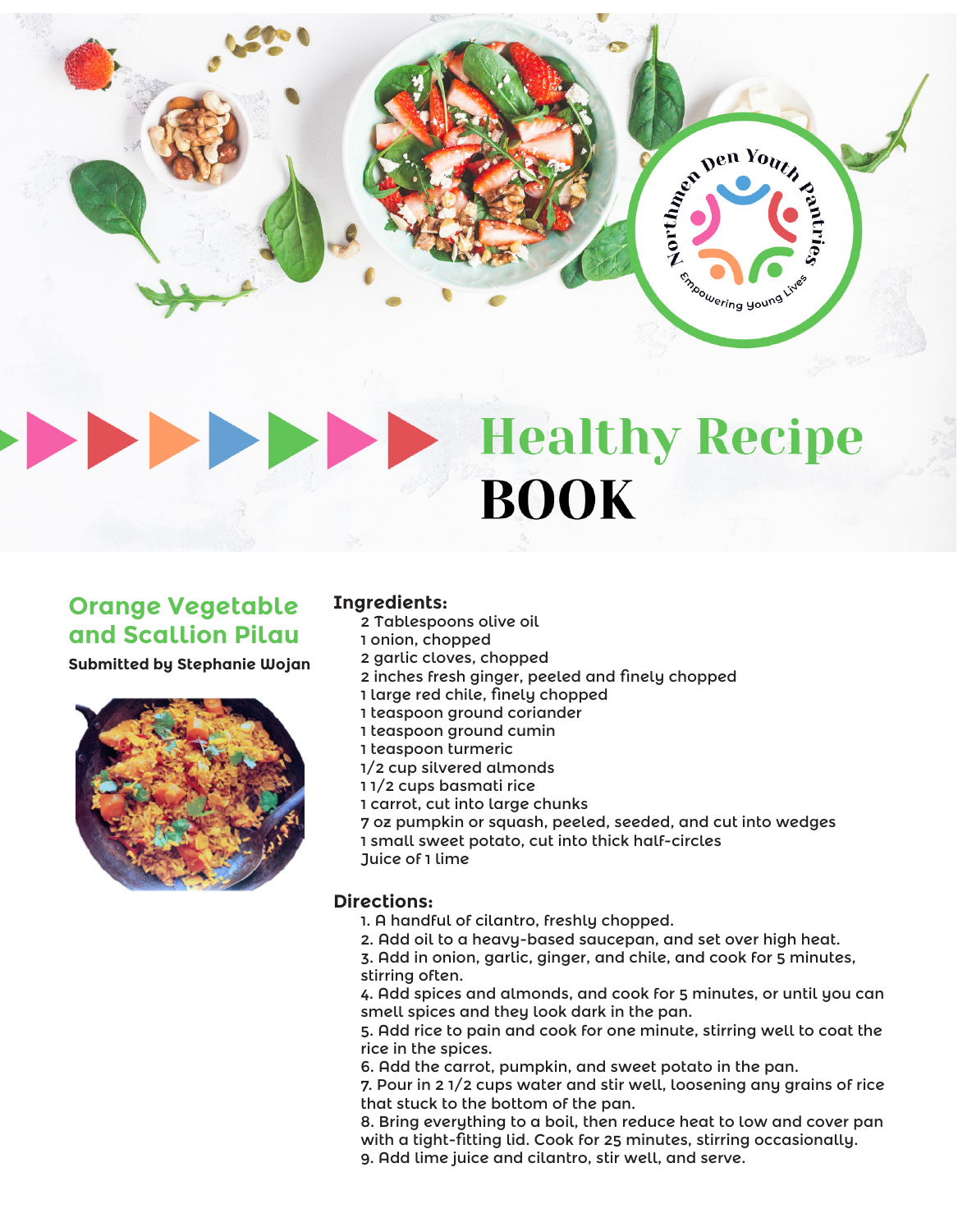Northmen Den Youth Pantries

Empowering Young Lives

# Healthy Recipe BOOK

## Orange Vegetable and Scallion Pilau

**Submitted by Stephanie Wojan**

### Ingredients:

- 2 Tablespoons olive oil
- 1 onion, chopped
- 2 garlic cloves, chopped
- 2 inches fresh ginger, peeled and finely chopped
- 1 large red chile, finely chopped
- 1 teaspoon ground coriander
- 1 teaspoon ground cumin
- 1 teaspoon turmeric
- 1/2 cup silvered almonds
- 1 1/2 cups basmati rice
- 1 carrot, cut into large chunks
- 7 oz pumpkin or squash, peeled, seeded, and cut into wedges
- 1 small sweet potato, cut into thick half-circles
- Juice of 1 lime

### Directions:

1. A handful of cilantro, freshly chopped.
2. Add oil to a heavy-based saucepan, and set over high heat.
3. Add in onion, garlic, ginger, and chile, and cook for 5 minutes, stirring often.
4. Add spices and almonds, and cook for 5 minutes, or until you can smell spices and they look dark in the pan.
5. Add rice to pain and cook for one minute, stirring well to coat the rice in the spices.
6. Add the carrot, pumpkin, and sweet potato in the pan.
7. Pour in 2 1/2 cups water and stir well, loosening any grains of rice that stuck to the bottom of the pan.
8. Bring everything to a boil, then reduce heat to low and cover pan with a tight-fitting lid. Cook for 25 minutes, stirring occasionally.
9. Add lime juice and cilantro, stir well, and serve.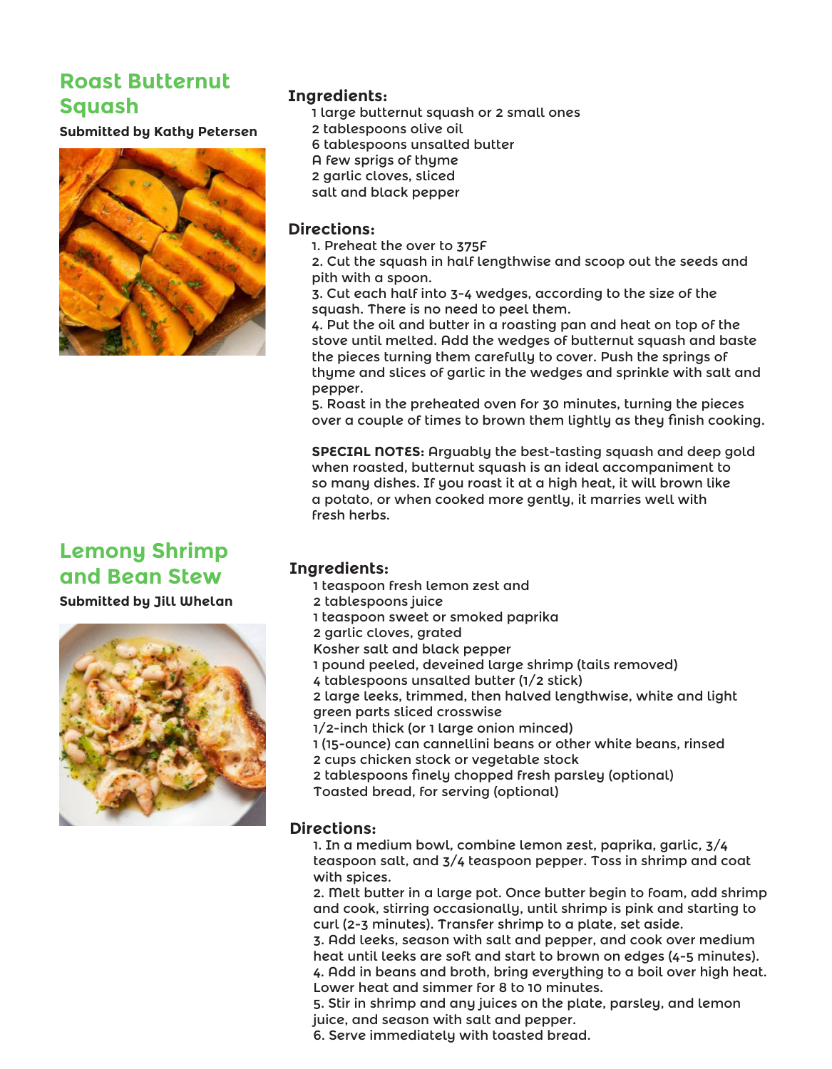## Roast Butternut Squash

**Submitted by Kathy Petersen**

### Ingredients:

1 large butternut squash or 2 small ones
2 tablespoons olive oil
6 tablespoons unsalted butter
A few sprigs of thyme
2 garlic cloves, sliced
salt and black pepper

### Directions:

1. Preheat the over to 375F
2. Cut the squash in half lengthwise and scoop out the seeds and pith with a spoon.
3. Cut each half into 3-4 wedges, according to the size of the squash. There is no need to peel them.
4. Put the oil and butter in a roasting pan and heat on top of the stove until melted. Add the wedges of butternut squash and baste the pieces turning them carefully to cover. Push the springs of thyme and slices of garlic in the wedges and sprinkle with salt and pepper.
5. Roast in the preheated oven for 30 minutes, turning the pieces over a couple of times to brown them lightly as they finish cooking.

**SPECIAL NOTES:** Arguably the best-tasting squash and deep gold when roasted, butternut squash is an ideal accompaniment to so many dishes. If you roast it at a high heat, it will brown like a potato, or when cooked more gently, it marries well with fresh herbs.

## Lemony Shrimp and Bean Stew

**Submitted by Jill Whelan**

### Ingredients:

1 teaspoon fresh lemon zest and
2 tablespoons juice
1 teaspoon sweet or smoked paprika
2 garlic cloves, grated
Kosher salt and black pepper
1 pound peeled, deveined large shrimp (tails removed)
4 tablespoons unsalted butter (1/2 stick)
2 large leeks, trimmed, then halved lengthwise, white and light green parts sliced crosswise
1/2-inch thick (or 1 large onion minced)
1 (15-ounce) can cannellini beans or other white beans, rinsed
2 cups chicken stock or vegetable stock
2 tablespoons finely chopped fresh parsley (optional)
Toasted bread, for serving (optional)

### Directions:

1. In a medium bowl, combine lemon zest, paprika, garlic, 3/4 teaspoon salt, and 3/4 teaspoon pepper. Toss in shrimp and coat with spices.
2. Melt butter in a large pot. Once butter begin to foam, add shrimp and cook, stirring occasionally, until shrimp is pink and starting to curl (2-3 minutes). Transfer shrimp to a plate, set aside.
3. Add leeks, season with salt and pepper, and cook over medium heat until leeks are soft and start to brown on edges (4-5 minutes).
4. Add in beans and broth, bring everything to a boil over high heat. Lower heat and simmer for 8 to 10 minutes.
5. Stir in shrimp and any juices on the plate, parsley, and lemon juice, and season with salt and pepper.
6. Serve immediately with toasted bread.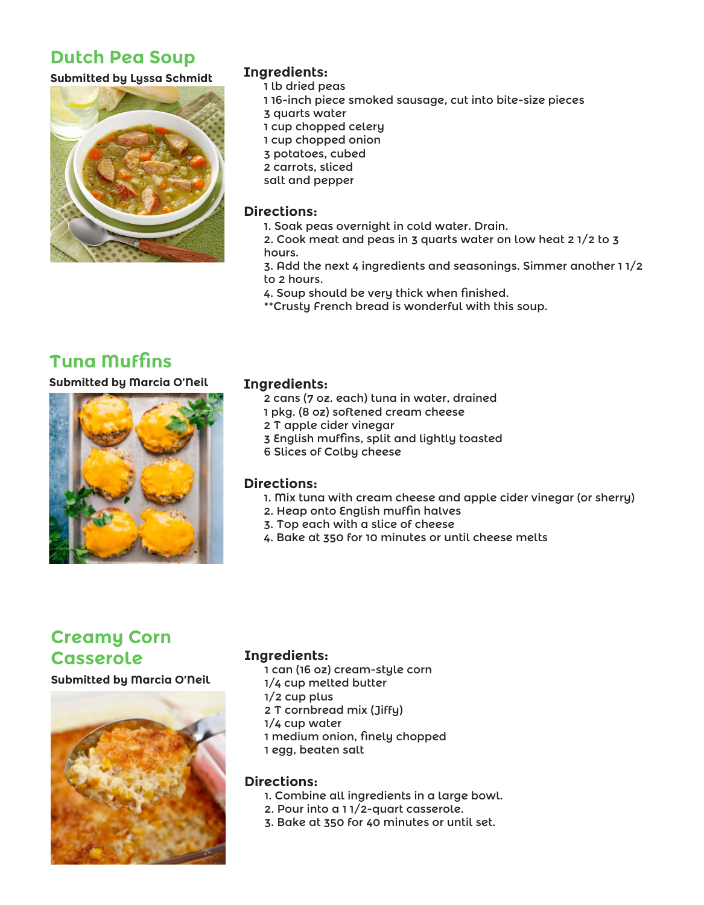## Dutch Pea Soup

**Submitted by Lyssa Schmidt**

### Ingredients:

1 lb dried peas
1 16-inch piece smoked sausage, cut into bite-size pieces
3 quarts water
1 cup chopped celery
1 cup chopped onion
3 potatoes, cubed
2 carrots, sliced
salt and pepper

### Directions:

1. Soak peas overnight in cold water. Drain.
2. Cook meat and peas in 3 quarts water on low heat 2 1/2 to 3 hours.
3. Add the next 4 ingredients and seasonings. Simmer another 1 1/2 to 2 hours.
4. Soup should be very thick when finished.

**Crusty French bread is wonderful with this soup.

## Tuna Muffins

**Submitted by Marcia O'Neil**

### Ingredients:

2 cans (7 oz. each) tuna in water, drained
1 pkg. (8 oz) softened cream cheese
2 T apple cider vinegar
3 English muffins, split and lightly toasted
6 Slices of Colby cheese

### Directions:

1. Mix tuna with cream cheese and apple cider vinegar (or sherry)
2. Heap onto English muffin halves
3. Top each with a slice of cheese
4. Bake at 350 for 10 minutes or until cheese melts

## Creamy Corn Casserole

**Submitted by Marcia O'Neil**

### Ingredients:

1 can (16 oz) cream-style corn
1/4 cup melted butter
1/2 cup plus
2 T cornbread mix (Jiffy)
1/4 cup water
1 medium onion, finely chopped
1 egg, beaten salt

### Directions:

1. Combine all ingredients in a large bowl.
2. Pour into a 1 1/2-quart casserole.
3. Bake at 350 for 40 minutes or until set.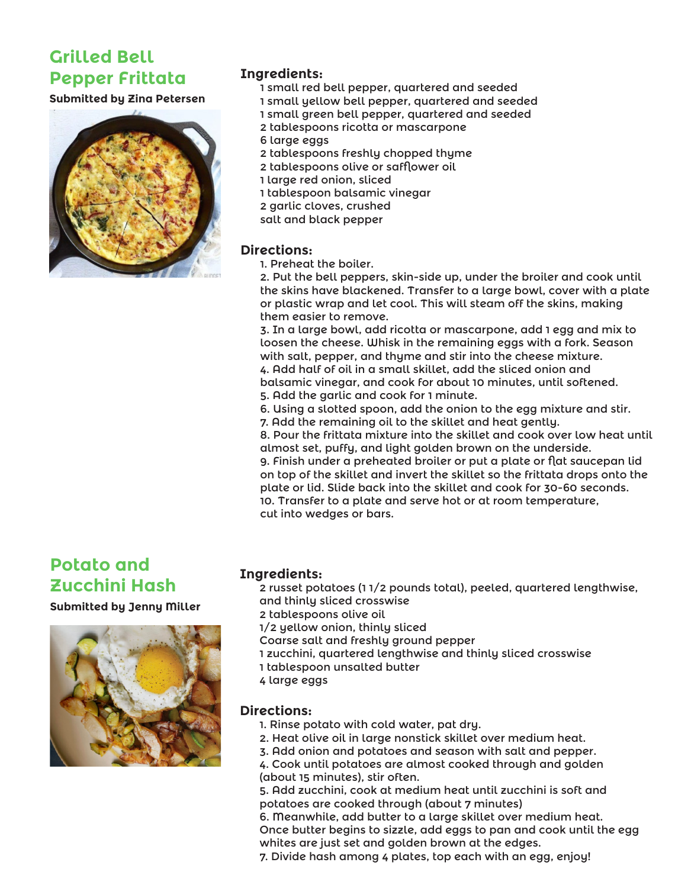## Grilled Bell Pepper Frittata

**Submitted by Zina Petersen**

### Ingredients:

1 small red bell pepper, quartered and seeded
1 small yellow bell pepper, quartered and seeded
1 small green bell pepper, quartered and seeded
2 tablespoons ricotta or mascarpone
6 large eggs
2 tablespoons freshly chopped thyme
2 tablespoons olive or safflower oil
1 large red onion, sliced
1 tablespoon balsamic vinegar
2 garlic cloves, crushed
salt and black pepper

### Directions:

1. Preheat the boiler.
2. Put the bell peppers, skin-side up, under the broiler and cook until the skins have blackened. Transfer to a large bowl, cover with a plate or plastic wrap and let cool. This will steam off the skins, making them easier to remove.
3. In a large bowl, add ricotta or mascarpone, add 1 egg and mix to loosen the cheese. Whisk in the remaining eggs with a fork. Season with salt, pepper, and thyme and stir into the cheese mixture.
4. Add half of oil in a small skillet, add the sliced onion and balsamic vinegar, and cook for about 10 minutes, until softened.
5. Add the garlic and cook for 1 minute.
6. Using a slotted spoon, add the onion to the egg mixture and stir.
7. Add the remaining oil to the skillet and heat gently.
8. Pour the frittata mixture into the skillet and cook over low heat until almost set, puffy, and light golden brown on the underside.
9. Finish under a preheated broiler or put a plate or flat saucepan lid on top of the skillet and invert the skillet so the frittata drops onto the plate or lid. Slide back into the skillet and cook for 30-60 seconds.
10. Transfer to a plate and serve hot or at room temperature, cut into wedges or bars.

## Potato and Zucchini Hash

**Submitted by Jenny Miller**

### Ingredients:

2 russet potatoes (1 1/2 pounds total), peeled, quartered lengthwise, and thinly sliced crosswise
2 tablespoons olive oil
1/2 yellow onion, thinly sliced
Coarse salt and freshly ground pepper
1 zucchini, quartered lengthwise and thinly sliced crosswise
1 tablespoon unsalted butter
4 large eggs

### Directions:

1. Rinse potato with cold water, pat dry.
2. Heat olive oil in large nonstick skillet over medium heat.
3. Add onion and potatoes and season with salt and pepper.
4. Cook until potatoes are almost cooked through and golden (about 15 minutes), stir often.
5. Add zucchini, cook at medium heat until zucchini is soft and potatoes are cooked through (about 7 minutes)
6. Meanwhile, add butter to a large skillet over medium heat. Once butter begins to sizzle, add eggs to pan and cook until the egg whites are just set and golden brown at the edges.
7. Divide hash among 4 plates, top each with an egg, enjoy!